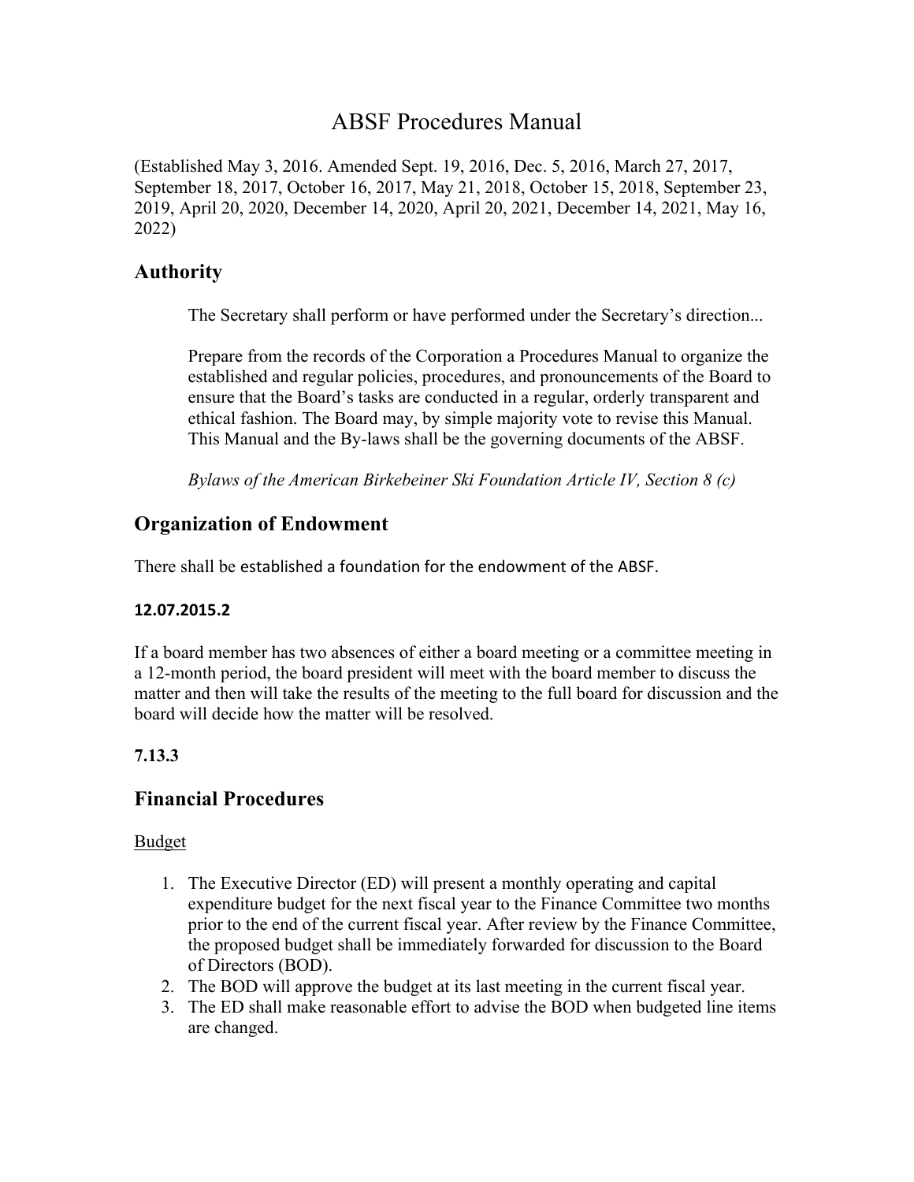# ABSF Procedures Manual

(Established May 3, 2016. Amended Sept. 19, 2016, Dec. 5, 2016, March 27, 2017, September 18, 2017, October 16, 2017, May 21, 2018, October 15, 2018, September 23, 2019, April 20, 2020, December 14, 2020, April 20, 2021, December 14, 2021, May 16, 2022)

## Authority

> The Secretary shall perform or have performed under the Secretary's direction...
>
> Prepare from the records of the Corporation a Procedures Manual to organize the established and regular policies, procedures, and pronouncements of the Board to ensure that the Board's tasks are conducted in a regular, orderly transparent and ethical fashion. The Board may, by simple majority vote to revise this Manual. This Manual and the By-laws shall be the governing documents of the ABSF.
>
> *Bylaws of the American Birkebeiner Ski Foundation Article IV, Section 8 (c)*

## Organization of Endowment

There shall be established a foundation for the endowment of the ABSF.

### 12.07.2015.2

If a board member has two absences of either a board meeting or a committee meeting in a 12-month period, the board president will meet with the board member to discuss the matter and then will take the results of the meeting to the full board for discussion and the board will decide how the matter will be resolved.

### 7.13.3

## Financial Procedures

<u>Budget</u>

1. The Executive Director (ED) will present a monthly operating and capital expenditure budget for the next fiscal year to the Finance Committee two months prior to the end of the current fiscal year. After review by the Finance Committee, the proposed budget shall be immediately forwarded for discussion to the Board of Directors (BOD).
2. The BOD will approve the budget at its last meeting in the current fiscal year.
3. The ED shall make reasonable effort to advise the BOD when budgeted line items are changed.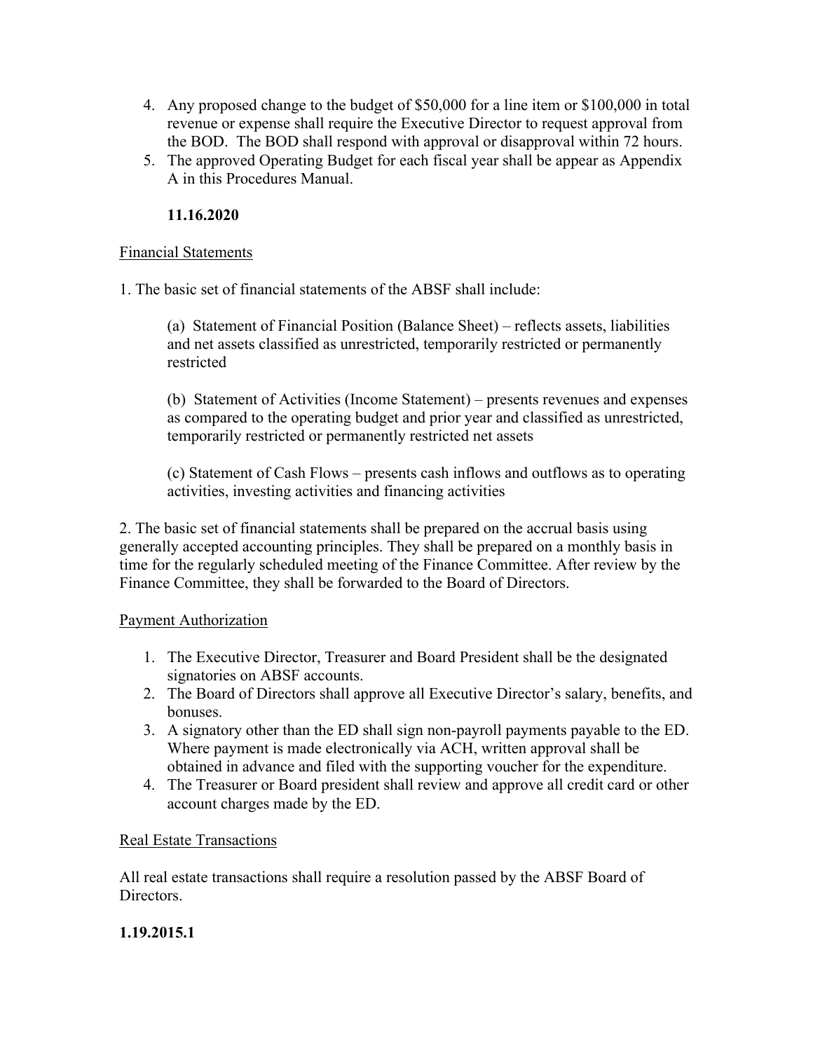4. Any proposed change to the budget of $50,000 for a line item or $100,000 in total revenue or expense shall require the Executive Director to request approval from the BOD. The BOD shall respond with approval or disapproval within 72 hours.
5. The approved Operating Budget for each fiscal year shall be appear as Appendix A in this Procedures Manual.

**11.16.2020**

Financial Statements

1. The basic set of financial statements of the ABSF shall include:

(a) Statement of Financial Position (Balance Sheet) – reflects assets, liabilities and net assets classified as unrestricted, temporarily restricted or permanently restricted

(b) Statement of Activities (Income Statement) – presents revenues and expenses as compared to the operating budget and prior year and classified as unrestricted, temporarily restricted or permanently restricted net assets

(c) Statement of Cash Flows – presents cash inflows and outflows as to operating activities, investing activities and financing activities

2. The basic set of financial statements shall be prepared on the accrual basis using generally accepted accounting principles. They shall be prepared on a monthly basis in time for the regularly scheduled meeting of the Finance Committee. After review by the Finance Committee, they shall be forwarded to the Board of Directors.

Payment Authorization

1. The Executive Director, Treasurer and Board President shall be the designated signatories on ABSF accounts.
2. The Board of Directors shall approve all Executive Director's salary, benefits, and bonuses.
3. A signatory other than the ED shall sign non-payroll payments payable to the ED. Where payment is made electronically via ACH, written approval shall be obtained in advance and filed with the supporting voucher for the expenditure.
4. The Treasurer or Board president shall review and approve all credit card or other account charges made by the ED.

Real Estate Transactions

All real estate transactions shall require a resolution passed by the ABSF Board of Directors.

**1.19.2015.1**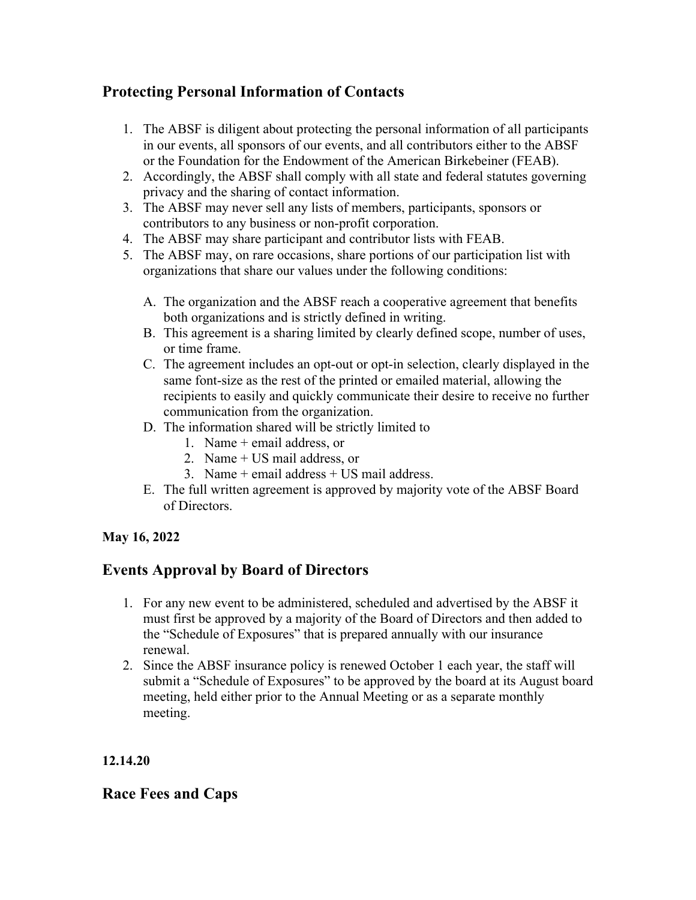## Protecting Personal Information of Contacts

1. The ABSF is diligent about protecting the personal information of all participants in our events, all sponsors of our events, and all contributors either to the ABSF or the Foundation for the Endowment of the American Birkebeiner (FEAB).
2. Accordingly, the ABSF shall comply with all state and federal statutes governing privacy and the sharing of contact information.
3. The ABSF may never sell any lists of members, participants, sponsors or contributors to any business or non-profit corporation.
4. The ABSF may share participant and contributor lists with FEAB.
5. The ABSF may, on rare occasions, share portions of our participation list with organizations that share our values under the following conditions:

   A. The organization and the ABSF reach a cooperative agreement that benefits both organizations and is strictly defined in writing.
   B. This agreement is a sharing limited by clearly defined scope, number of uses, or time frame.
   C. The agreement includes an opt-out or opt-in selection, clearly displayed in the same font-size as the rest of the printed or emailed material, allowing the recipients to easily and quickly communicate their desire to receive no further communication from the organization.
   D. The information shared will be strictly limited to
      1. Name + email address, or
      2. Name + US mail address, or
      3. Name + email address + US mail address.
   E. The full written agreement is approved by majority vote of the ABSF Board of Directors.

**May 16, 2022**

## Events Approval by Board of Directors

1. For any new event to be administered, scheduled and advertised by the ABSF it must first be approved by a majority of the Board of Directors and then added to the "Schedule of Exposures" that is prepared annually with our insurance renewal.
2. Since the ABSF insurance policy is renewed October 1 each year, the staff will submit a "Schedule of Exposures" to be approved by the board at its August board meeting, held either prior to the Annual Meeting or as a separate monthly meeting.

**12.14.20**

## Race Fees and Caps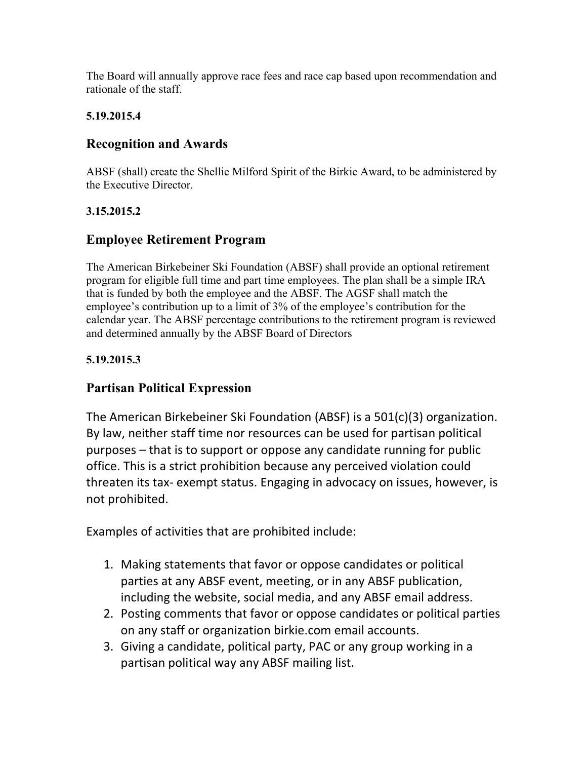The Board will annually approve race fees and race cap based upon recommendation and rationale of the staff.

**5.19.2015.4**

## Recognition and Awards

ABSF (shall) create the Shellie Milford Spirit of the Birkie Award, to be administered by the Executive Director.

**3.15.2015.2**

## Employee Retirement Program

The American Birkebeiner Ski Foundation (ABSF) shall provide an optional retirement program for eligible full time and part time employees. The plan shall be a simple IRA that is funded by both the employee and the ABSF. The AGSF shall match the employee's contribution up to a limit of 3% of the employee's contribution for the calendar year. The ABSF percentage contributions to the retirement program is reviewed and determined annually by the ABSF Board of Directors

**5.19.2015.3**

## Partisan Political Expression

The American Birkebeiner Ski Foundation (ABSF) is a 501(c)(3) organization. By law, neither staff time nor resources can be used for partisan political purposes – that is to support or oppose any candidate running for public office. This is a strict prohibition because any perceived violation could threaten its tax- exempt status. Engaging in advocacy on issues, however, is not prohibited.

Examples of activities that are prohibited include:

1. Making statements that favor or oppose candidates or political parties at any ABSF event, meeting, or in any ABSF publication, including the website, social media, and any ABSF email address.
2. Posting comments that favor or oppose candidates or political parties on any staff or organization birkie.com email accounts.
3. Giving a candidate, political party, PAC or any group working in a partisan political way any ABSF mailing list.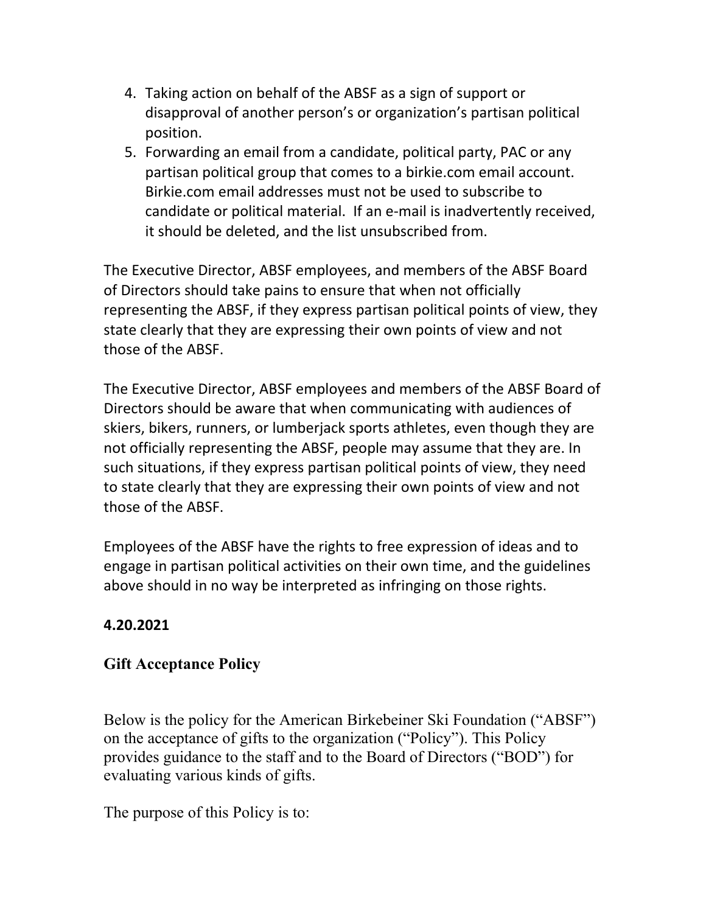4. Taking action on behalf of the ABSF as a sign of support or disapproval of another person's or organization's partisan political position.
5. Forwarding an email from a candidate, political party, PAC or any partisan political group that comes to a birkie.com email account. Birkie.com email addresses must not be used to subscribe to candidate or political material. If an e-mail is inadvertently received, it should be deleted, and the list unsubscribed from.

The Executive Director, ABSF employees, and members of the ABSF Board of Directors should take pains to ensure that when not officially representing the ABSF, if they express partisan political points of view, they state clearly that they are expressing their own points of view and not those of the ABSF.

The Executive Director, ABSF employees and members of the ABSF Board of Directors should be aware that when communicating with audiences of skiers, bikers, runners, or lumberjack sports athletes, even though they are not officially representing the ABSF, people may assume that they are. In such situations, if they express partisan political points of view, they need to state clearly that they are expressing their own points of view and not those of the ABSF.

Employees of the ABSF have the rights to free expression of ideas and to engage in partisan political activities on their own time, and the guidelines above should in no way be interpreted as infringing on those rights.

**4.20.2021**

## Gift Acceptance Policy

Below is the policy for the American Birkebeiner Ski Foundation ("ABSF") on the acceptance of gifts to the organization ("Policy"). This Policy provides guidance to the staff and to the Board of Directors ("BOD") for evaluating various kinds of gifts.

The purpose of this Policy is to: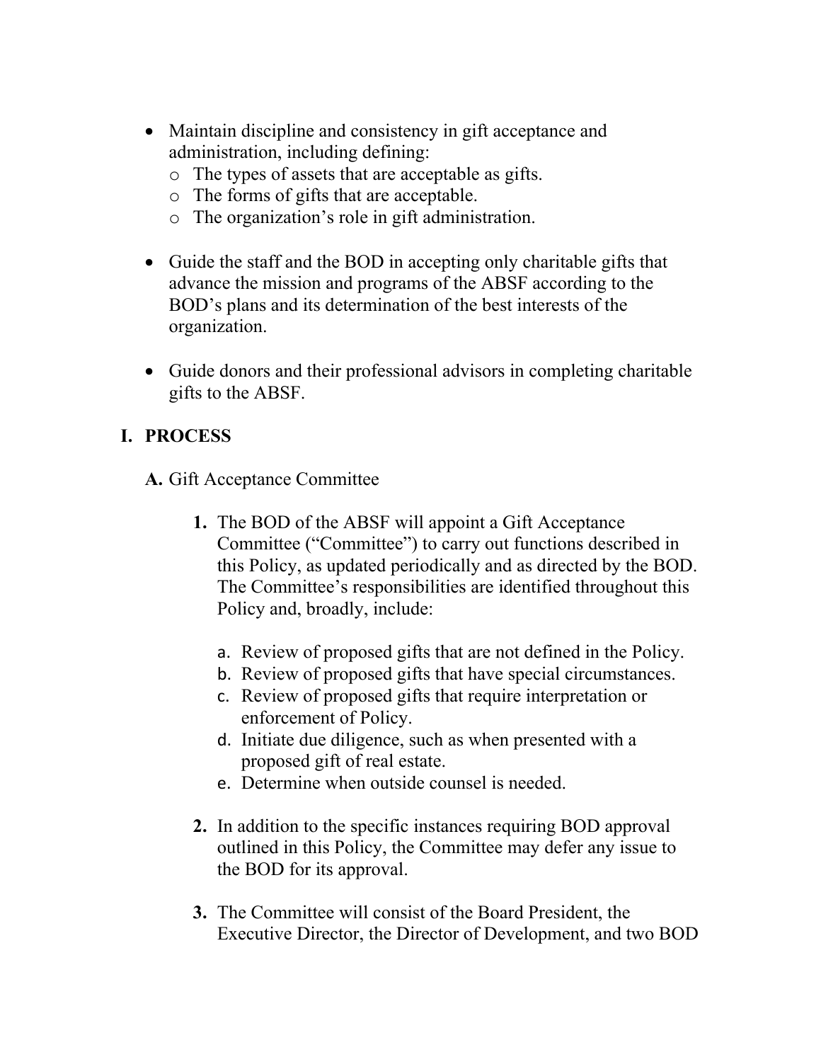- Maintain discipline and consistency in gift acceptance and administration, including defining:
  - The types of assets that are acceptable as gifts.
  - The forms of gifts that are acceptable.
  - The organization's role in gift administration.

- Guide the staff and the BOD in accepting only charitable gifts that advance the mission and programs of the ABSF according to the BOD's plans and its determination of the best interests of the organization.

- Guide donors and their professional advisors in completing charitable gifts to the ABSF.

## I. PROCESS

**A.** Gift Acceptance Committee

**1.** The BOD of the ABSF will appoint a Gift Acceptance Committee ("Committee") to carry out functions described in this Policy, as updated periodically and as directed by the BOD. The Committee's responsibilities are identified throughout this Policy and, broadly, include:

a. Review of proposed gifts that are not defined in the Policy.
b. Review of proposed gifts that have special circumstances.
c. Review of proposed gifts that require interpretation or enforcement of Policy.
d. Initiate due diligence, such as when presented with a proposed gift of real estate.
e. Determine when outside counsel is needed.

**2.** In addition to the specific instances requiring BOD approval outlined in this Policy, the Committee may defer any issue to the BOD for its approval.

**3.** The Committee will consist of the Board President, the Executive Director, the Director of Development, and two BOD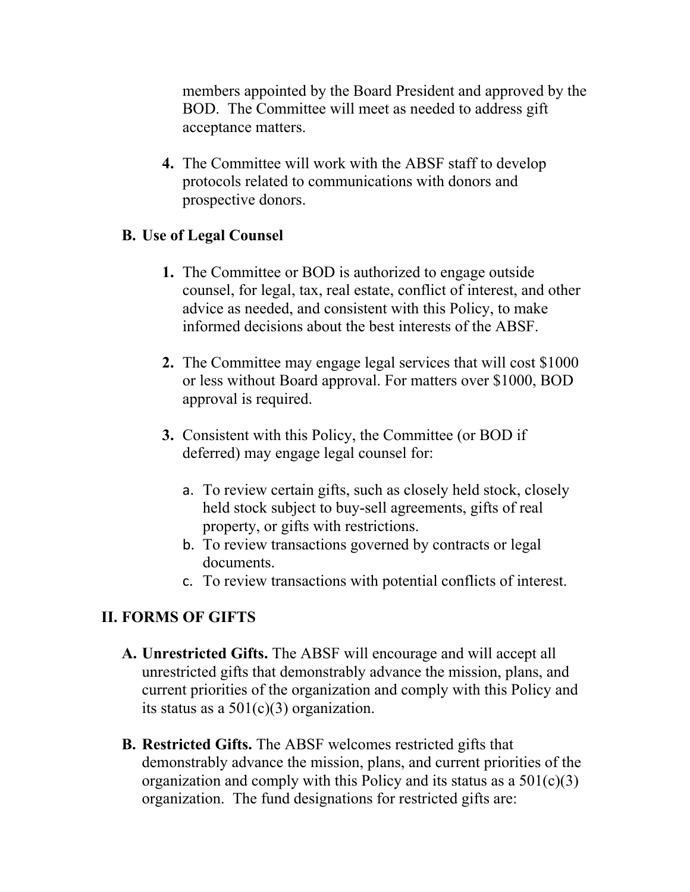members appointed by the Board President and approved by the BOD. The Committee will meet as needed to address gift acceptance matters.

4. The Committee will work with the ABSF staff to develop protocols related to communications with donors and prospective donors.

### B. Use of Legal Counsel

1. The Committee or BOD is authorized to engage outside counsel, for legal, tax, real estate, conflict of interest, and other advice as needed, and consistent with this Policy, to make informed decisions about the best interests of the ABSF.

2. The Committee may engage legal services that will cost $1000 or less without Board approval. For matters over $1000, BOD approval is required.

3. Consistent with this Policy, the Committee (or BOD if deferred) may engage legal counsel for:

   a. To review certain gifts, such as closely held stock, closely held stock subject to buy-sell agreements, gifts of real property, or gifts with restrictions.
   b. To review transactions governed by contracts or legal documents.
   c. To review transactions with potential conflicts of interest.

## II. FORMS OF GIFTS

**A. Unrestricted Gifts.** The ABSF will encourage and will accept all unrestricted gifts that demonstrably advance the mission, plans, and current priorities of the organization and comply with this Policy and its status as a 501(c)(3) organization.

**B. Restricted Gifts.** The ABSF welcomes restricted gifts that demonstrably advance the mission, plans, and current priorities of the organization and comply with this Policy and its status as a 501(c)(3) organization. The fund designations for restricted gifts are: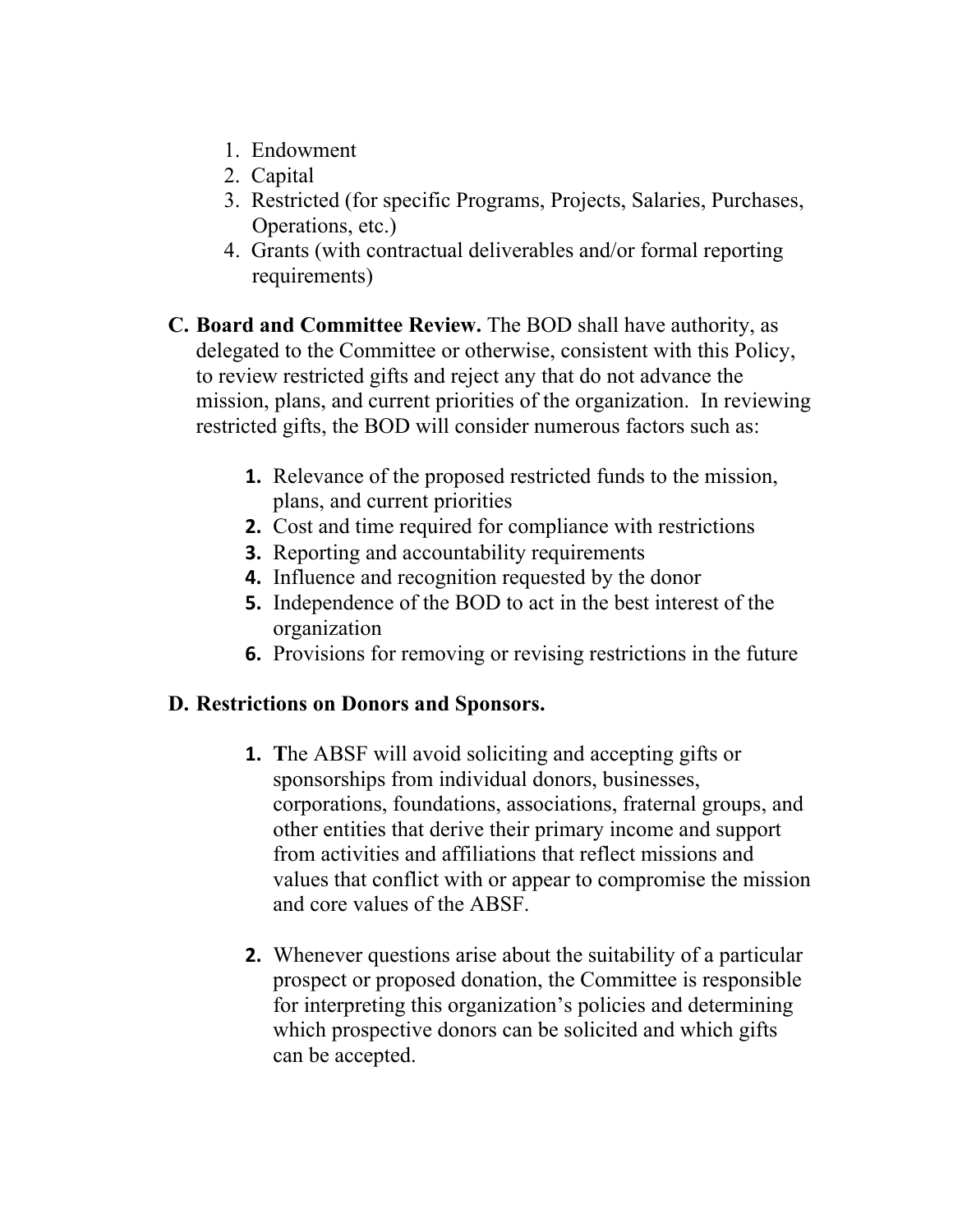1. Endowment
2. Capital
3. Restricted (for specific Programs, Projects, Salaries, Purchases, Operations, etc.)
4. Grants (with contractual deliverables and/or formal reporting requirements)

**C. Board and Committee Review.** The BOD shall have authority, as delegated to the Committee or otherwise, consistent with this Policy, to review restricted gifts and reject any that do not advance the mission, plans, and current priorities of the organization. In reviewing restricted gifts, the BOD will consider numerous factors such as:

1. Relevance of the proposed restricted funds to the mission, plans, and current priorities
2. Cost and time required for compliance with restrictions
3. Reporting and accountability requirements
4. Influence and recognition requested by the donor
5. Independence of the BOD to act in the best interest of the organization
6. Provisions for removing or revising restrictions in the future

**D. Restrictions on Donors and Sponsors.**

1. **T**he ABSF will avoid soliciting and accepting gifts or sponsorships from individual donors, businesses, corporations, foundations, associations, fraternal groups, and other entities that derive their primary income and support from activities and affiliations that reflect missions and values that conflict with or appear to compromise the mission and core values of the ABSF.

2. Whenever questions arise about the suitability of a particular prospect or proposed donation, the Committee is responsible for interpreting this organization's policies and determining which prospective donors can be solicited and which gifts can be accepted.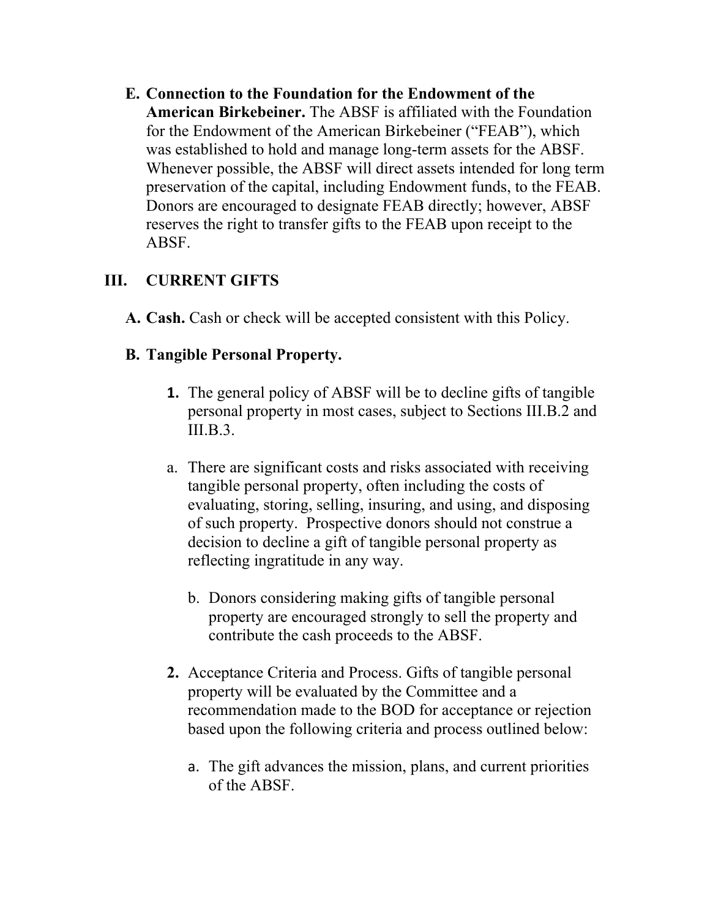E. **Connection to the Foundation for the Endowment of the American Birkebeiner.** The ABSF is affiliated with the Foundation for the Endowment of the American Birkebeiner ("FEAB"), which was established to hold and manage long-term assets for the ABSF. Whenever possible, the ABSF will direct assets intended for long term preservation of the capital, including Endowment funds, to the FEAB. Donors are encouraged to designate FEAB directly; however, ABSF reserves the right to transfer gifts to the FEAB upon receipt to the ABSF.

## III. CURRENT GIFTS

A. **Cash.** Cash or check will be accepted consistent with this Policy.

B. **Tangible Personal Property.**

1. The general policy of ABSF will be to decline gifts of tangible personal property in most cases, subject to Sections III.B.2 and III.B.3.

a. There are significant costs and risks associated with receiving tangible personal property, often including the costs of evaluating, storing, selling, insuring, and using, and disposing of such property. Prospective donors should not construe a decision to decline a gift of tangible personal property as reflecting ingratitude in any way.

b. Donors considering making gifts of tangible personal property are encouraged strongly to sell the property and contribute the cash proceeds to the ABSF.

2. Acceptance Criteria and Process. Gifts of tangible personal property will be evaluated by the Committee and a recommendation made to the BOD for acceptance or rejection based upon the following criteria and process outlined below:

a. The gift advances the mission, plans, and current priorities of the ABSF.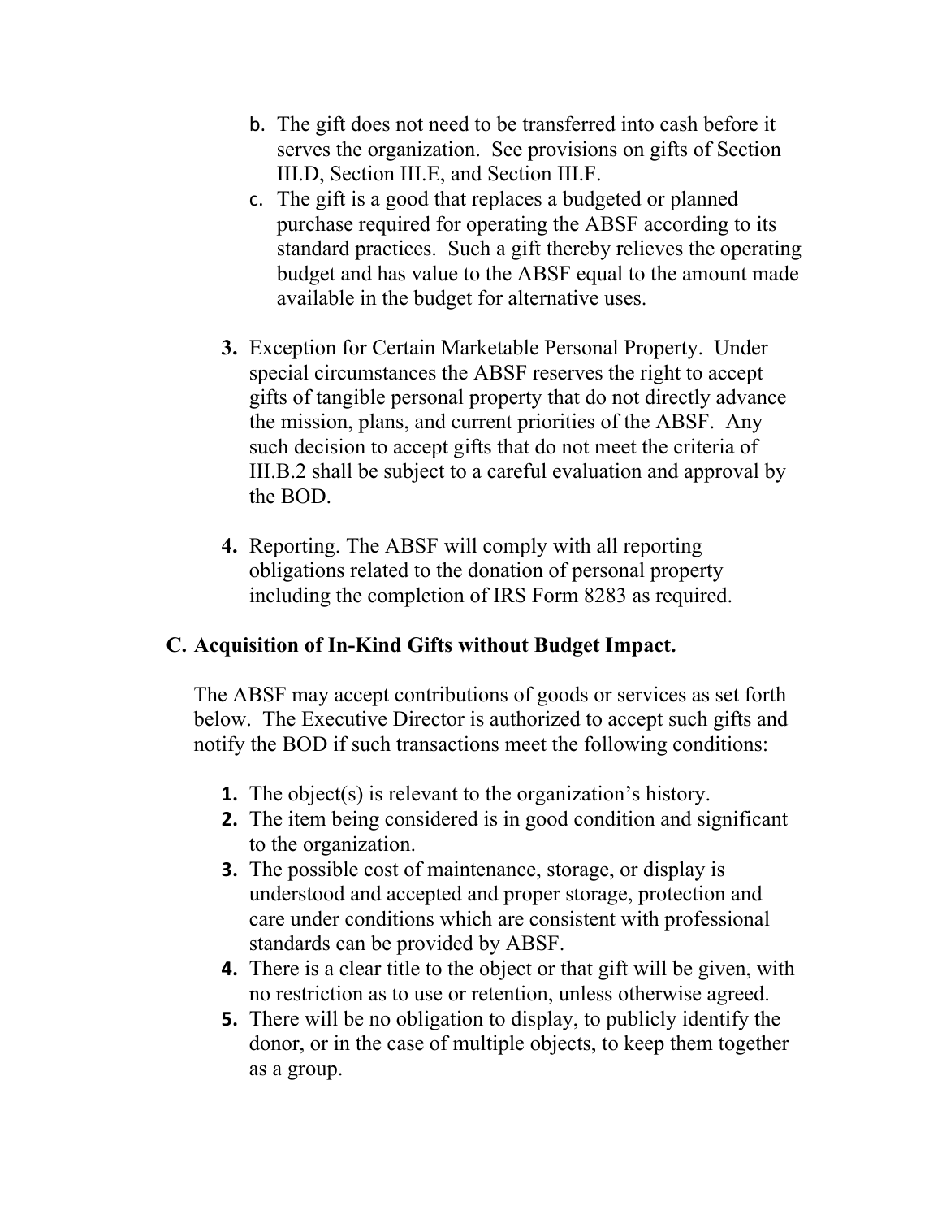b. The gift does not need to be transferred into cash before it serves the organization. See provisions on gifts of Section III.D, Section III.E, and Section III.F.

c. The gift is a good that replaces a budgeted or planned purchase required for operating the ABSF according to its standard practices. Such a gift thereby relieves the operating budget and has value to the ABSF equal to the amount made available in the budget for alternative uses.

3. Exception for Certain Marketable Personal Property. Under special circumstances the ABSF reserves the right to accept gifts of tangible personal property that do not directly advance the mission, plans, and current priorities of the ABSF. Any such decision to accept gifts that do not meet the criteria of III.B.2 shall be subject to a careful evaluation and approval by the BOD.

4. Reporting. The ABSF will comply with all reporting obligations related to the donation of personal property including the completion of IRS Form 8283 as required.

**C. Acquisition of In-Kind Gifts without Budget Impact.**

The ABSF may accept contributions of goods or services as set forth below. The Executive Director is authorized to accept such gifts and notify the BOD if such transactions meet the following conditions:

1. The object(s) is relevant to the organization's history.
2. The item being considered is in good condition and significant to the organization.
3. The possible cost of maintenance, storage, or display is understood and accepted and proper storage, protection and care under conditions which are consistent with professional standards can be provided by ABSF.
4. There is a clear title to the object or that gift will be given, with no restriction as to use or retention, unless otherwise agreed.
5. There will be no obligation to display, to publicly identify the donor, or in the case of multiple objects, to keep them together as a group.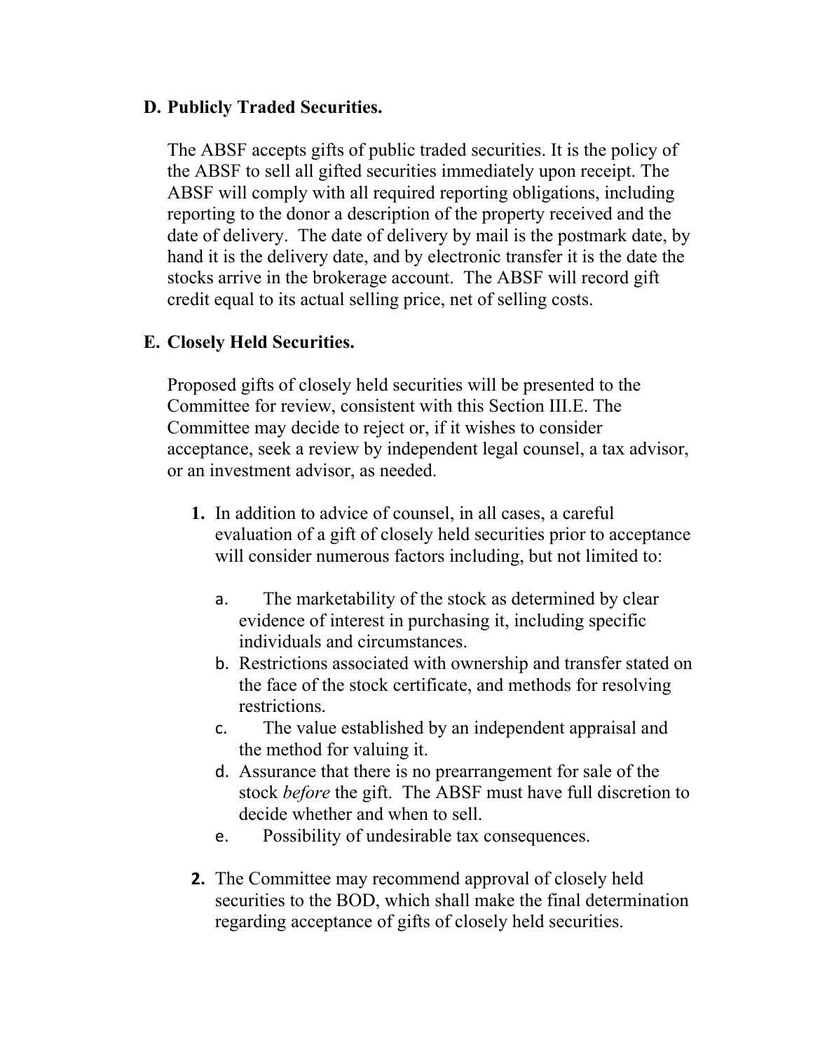## D. Publicly Traded Securities.

The ABSF accepts gifts of public traded securities. It is the policy of the ABSF to sell all gifted securities immediately upon receipt. The ABSF will comply with all required reporting obligations, including reporting to the donor a description of the property received and the date of delivery. The date of delivery by mail is the postmark date, by hand it is the delivery date, and by electronic transfer it is the date the stocks arrive in the brokerage account. The ABSF will record gift credit equal to its actual selling price, net of selling costs.

## E. Closely Held Securities.

Proposed gifts of closely held securities will be presented to the Committee for review, consistent with this Section III.E. The Committee may decide to reject or, if it wishes to consider acceptance, seek a review by independent legal counsel, a tax advisor, or an investment advisor, as needed.

1. In addition to advice of counsel, in all cases, a careful evaluation of a gift of closely held securities prior to acceptance will consider numerous factors including, but not limited to:

   a. The marketability of the stock as determined by clear evidence of interest in purchasing it, including specific individuals and circumstances.
   b. Restrictions associated with ownership and transfer stated on the face of the stock certificate, and methods for resolving restrictions.
   c. The value established by an independent appraisal and the method for valuing it.
   d. Assurance that there is no prearrangement for sale of the stock *before* the gift. The ABSF must have full discretion to decide whether and when to sell.
   e. Possibility of undesirable tax consequences.

2. The Committee may recommend approval of closely held securities to the BOD, which shall make the final determination regarding acceptance of gifts of closely held securities.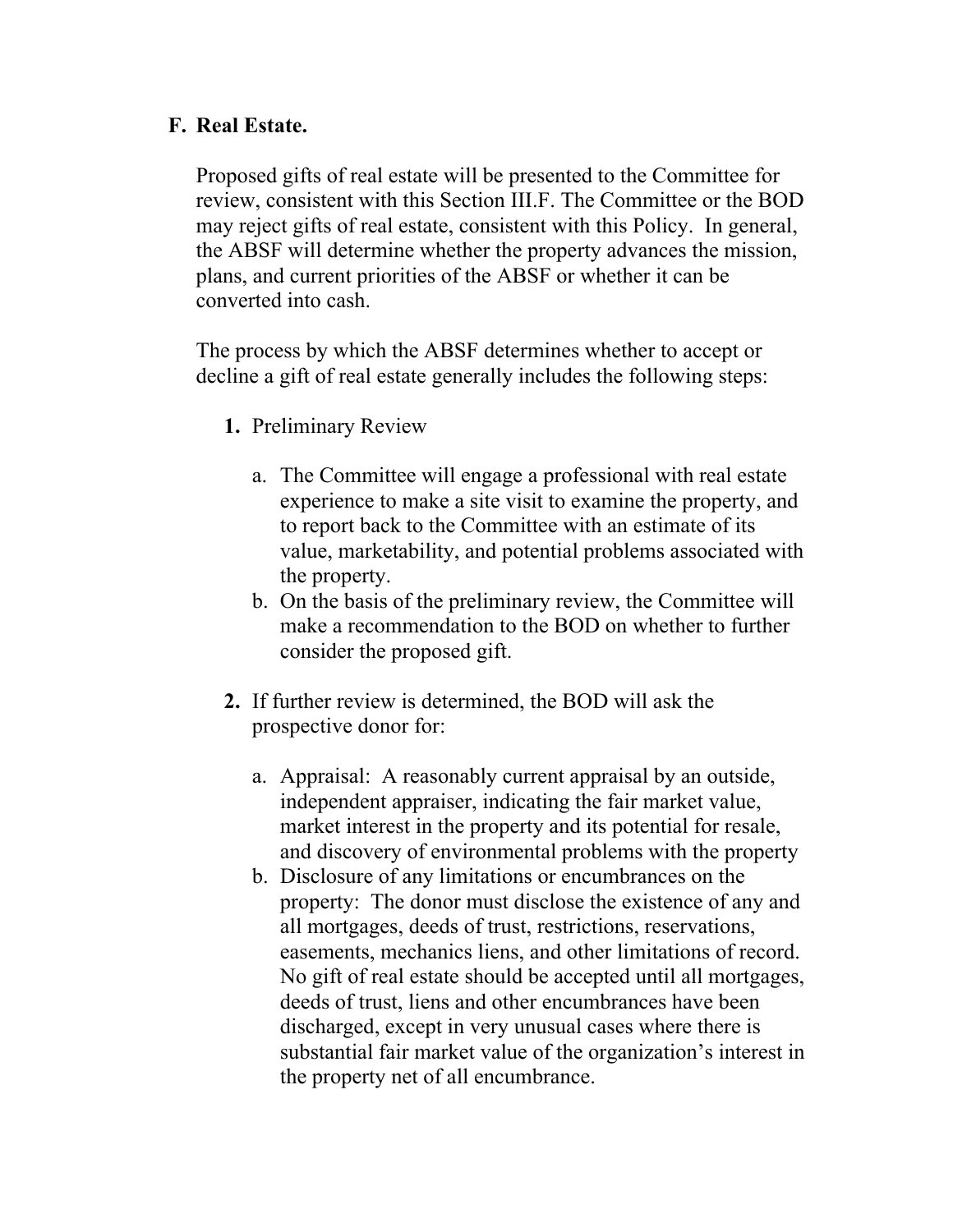### F. Real Estate.

Proposed gifts of real estate will be presented to the Committee for review, consistent with this Section III.F. The Committee or the BOD may reject gifts of real estate, consistent with this Policy. In general, the ABSF will determine whether the property advances the mission, plans, and current priorities of the ABSF or whether it can be converted into cash.

The process by which the ABSF determines whether to accept or decline a gift of real estate generally includes the following steps:

1. Preliminary Review

   a. The Committee will engage a professional with real estate experience to make a site visit to examine the property, and to report back to the Committee with an estimate of its value, marketability, and potential problems associated with the property.
   b. On the basis of the preliminary review, the Committee will make a recommendation to the BOD on whether to further consider the proposed gift.

2. If further review is determined, the BOD will ask the prospective donor for:

   a. Appraisal: A reasonably current appraisal by an outside, independent appraiser, indicating the fair market value, market interest in the property and its potential for resale, and discovery of environmental problems with the property
   b. Disclosure of any limitations or encumbrances on the property: The donor must disclose the existence of any and all mortgages, deeds of trust, restrictions, reservations, easements, mechanics liens, and other limitations of record. No gift of real estate should be accepted until all mortgages, deeds of trust, liens and other encumbrances have been discharged, except in very unusual cases where there is substantial fair market value of the organization's interest in the property net of all encumbrance.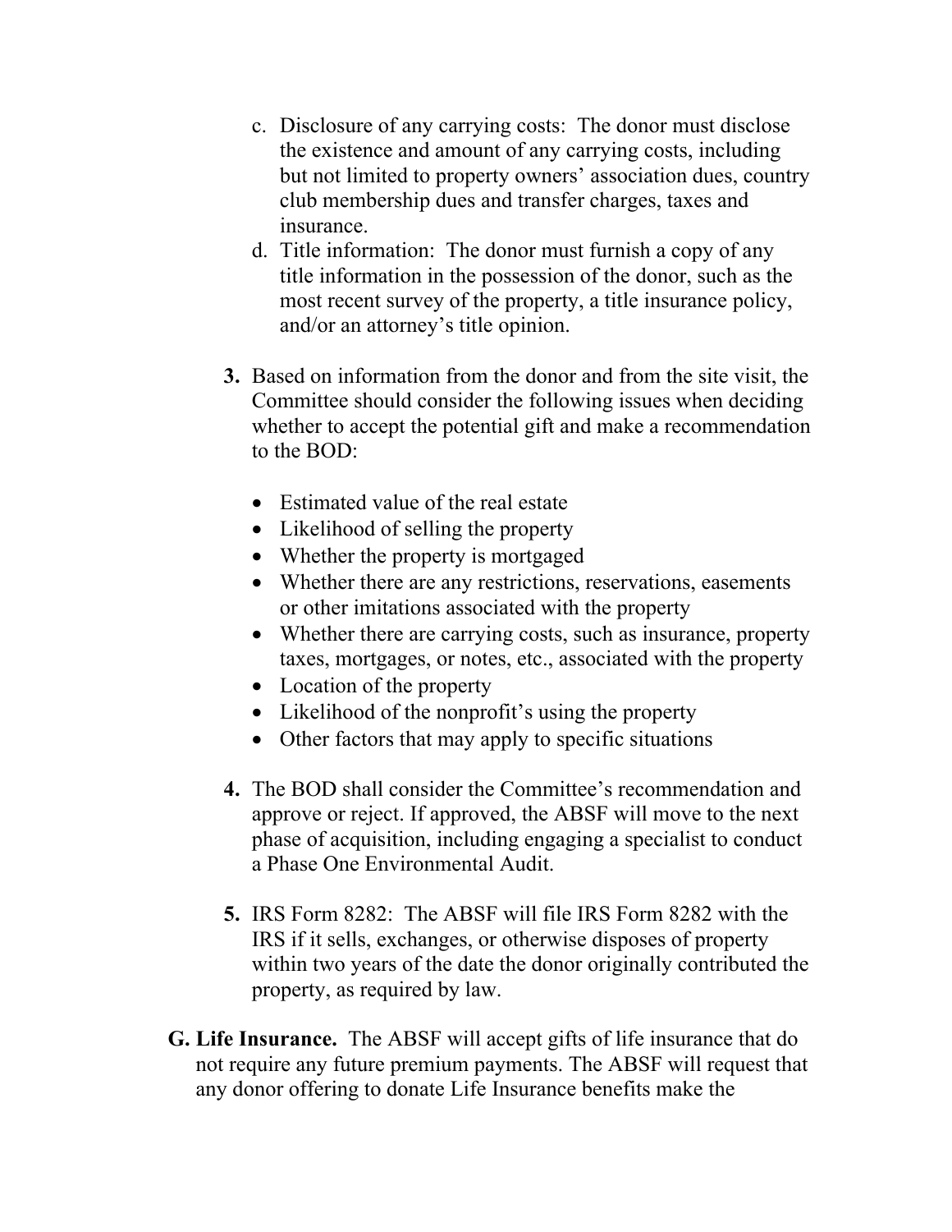c. Disclosure of any carrying costs: The donor must disclose the existence and amount of any carrying costs, including but not limited to property owners' association dues, country club membership dues and transfer charges, taxes and insurance.
d. Title information: The donor must furnish a copy of any title information in the possession of the donor, such as the most recent survey of the property, a title insurance policy, and/or an attorney's title opinion.

**3.** Based on information from the donor and from the site visit, the Committee should consider the following issues when deciding whether to accept the potential gift and make a recommendation to the BOD:

- Estimated value of the real estate
- Likelihood of selling the property
- Whether the property is mortgaged
- Whether there are any restrictions, reservations, easements or other imitations associated with the property
- Whether there are carrying costs, such as insurance, property taxes, mortgages, or notes, etc., associated with the property
- Location of the property
- Likelihood of the nonprofit's using the property
- Other factors that may apply to specific situations

**4.** The BOD shall consider the Committee's recommendation and approve or reject. If approved, the ABSF will move to the next phase of acquisition, including engaging a specialist to conduct a Phase One Environmental Audit.

**5.** IRS Form 8282: The ABSF will file IRS Form 8282 with the IRS if it sells, exchanges, or otherwise disposes of property within two years of the date the donor originally contributed the property, as required by law.

**G. Life Insurance.** The ABSF will accept gifts of life insurance that do not require any future premium payments. The ABSF will request that any donor offering to donate Life Insurance benefits make the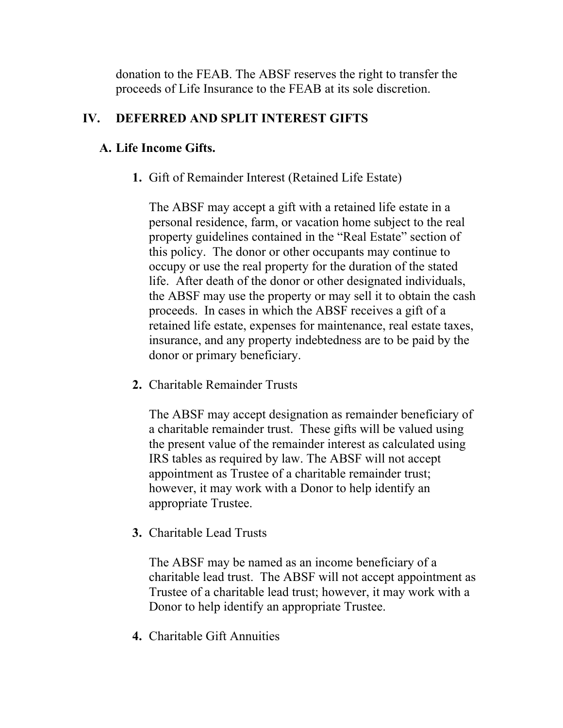donation to the FEAB. The ABSF reserves the right to transfer the proceeds of Life Insurance to the FEAB at its sole discretion.

## IV. DEFERRED AND SPLIT INTEREST GIFTS

### A. Life Income Gifts.

**1.** Gift of Remainder Interest (Retained Life Estate)

The ABSF may accept a gift with a retained life estate in a personal residence, farm, or vacation home subject to the real property guidelines contained in the "Real Estate" section of this policy. The donor or other occupants may continue to occupy or use the real property for the duration of the stated life. After death of the donor or other designated individuals, the ABSF may use the property or may sell it to obtain the cash proceeds. In cases in which the ABSF receives a gift of a retained life estate, expenses for maintenance, real estate taxes, insurance, and any property indebtedness are to be paid by the donor or primary beneficiary.

**2.** Charitable Remainder Trusts

The ABSF may accept designation as remainder beneficiary of a charitable remainder trust. These gifts will be valued using the present value of the remainder interest as calculated using IRS tables as required by law. The ABSF will not accept appointment as Trustee of a charitable remainder trust; however, it may work with a Donor to help identify an appropriate Trustee.

**3.** Charitable Lead Trusts

The ABSF may be named as an income beneficiary of a charitable lead trust. The ABSF will not accept appointment as Trustee of a charitable lead trust; however, it may work with a Donor to help identify an appropriate Trustee.

**4.** Charitable Gift Annuities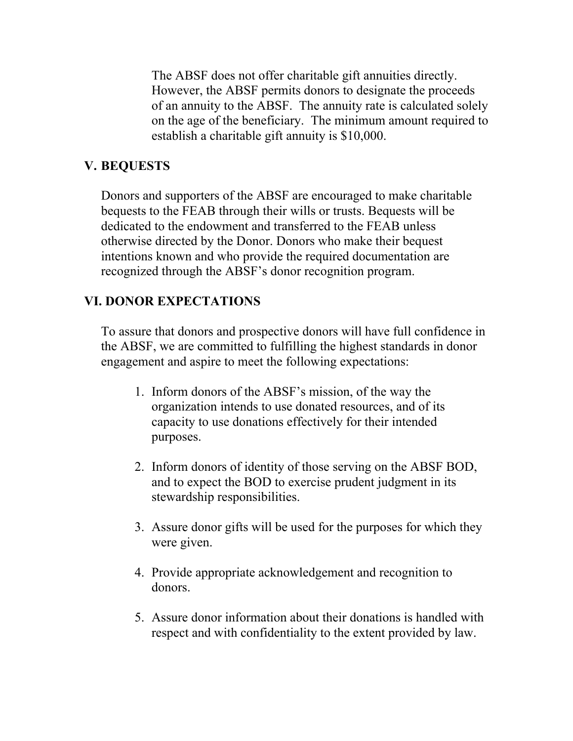The ABSF does not offer charitable gift annuities directly. However, the ABSF permits donors to designate the proceeds of an annuity to the ABSF. The annuity rate is calculated solely on the age of the beneficiary. The minimum amount required to establish a charitable gift annuity is $10,000.

## V. BEQUESTS

Donors and supporters of the ABSF are encouraged to make charitable bequests to the FEAB through their wills or trusts. Bequests will be dedicated to the endowment and transferred to the FEAB unless otherwise directed by the Donor. Donors who make their bequest intentions known and who provide the required documentation are recognized through the ABSF's donor recognition program.

## VI. DONOR EXPECTATIONS

To assure that donors and prospective donors will have full confidence in the ABSF, we are committed to fulfilling the highest standards in donor engagement and aspire to meet the following expectations:

1. Inform donors of the ABSF's mission, of the way the organization intends to use donated resources, and of its capacity to use donations effectively for their intended purposes.

2. Inform donors of identity of those serving on the ABSF BOD, and to expect the BOD to exercise prudent judgment in its stewardship responsibilities.

3. Assure donor gifts will be used for the purposes for which they were given.

4. Provide appropriate acknowledgement and recognition to donors.

5. Assure donor information about their donations is handled with respect and with confidentiality to the extent provided by law.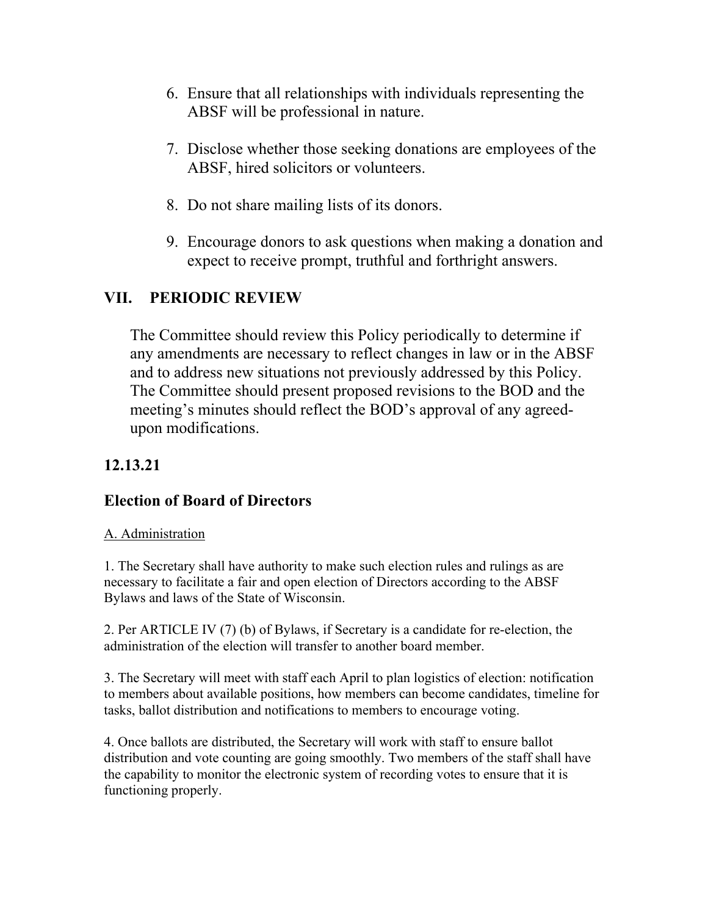6. Ensure that all relationships with individuals representing the ABSF will be professional in nature.

7. Disclose whether those seeking donations are employees of the ABSF, hired solicitors or volunteers.

8. Do not share mailing lists of its donors.

9. Encourage donors to ask questions when making a donation and expect to receive prompt, truthful and forthright answers.

## VII. PERIODIC REVIEW

The Committee should review this Policy periodically to determine if any amendments are necessary to reflect changes in law or in the ABSF and to address new situations not previously addressed by this Policy. The Committee should present proposed revisions to the BOD and the meeting's minutes should reflect the BOD's approval of any agreed-upon modifications.

### 12.13.21

### Election of Board of Directors

A. Administration

1. The Secretary shall have authority to make such election rules and rulings as are necessary to facilitate a fair and open election of Directors according to the ABSF Bylaws and laws of the State of Wisconsin.

2. Per ARTICLE IV (7) (b) of Bylaws, if Secretary is a candidate for re-election, the administration of the election will transfer to another board member.

3. The Secretary will meet with staff each April to plan logistics of election: notification to members about available positions, how members can become candidates, timeline for tasks, ballot distribution and notifications to members to encourage voting.

4. Once ballots are distributed, the Secretary will work with staff to ensure ballot distribution and vote counting are going smoothly. Two members of the staff shall have the capability to monitor the electronic system of recording votes to ensure that it is functioning properly.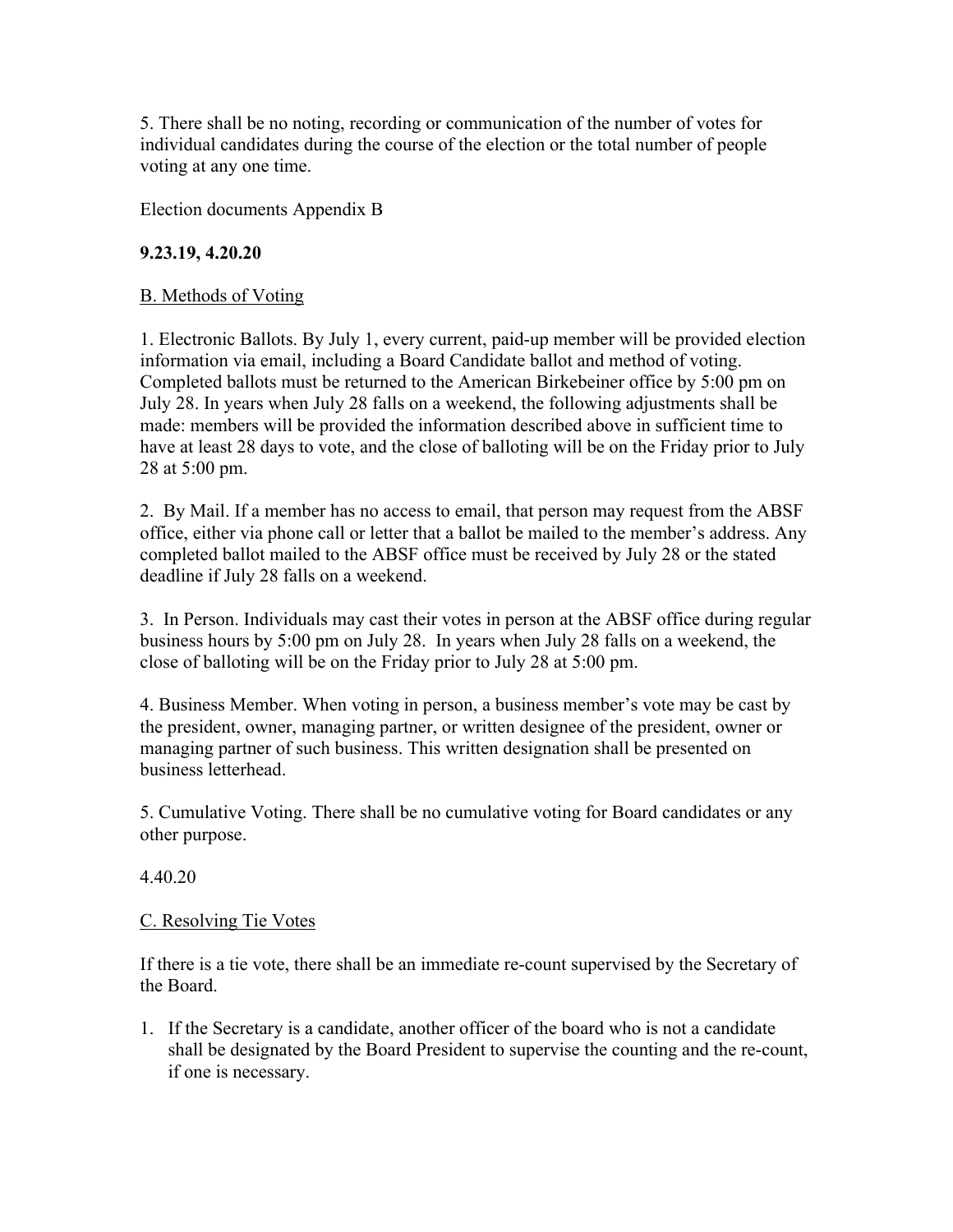5. There shall be no noting, recording or communication of the number of votes for individual candidates during the course of the election or the total number of people voting at any one time.

Election documents Appendix B

**9.23.19, 4.20.20**

B. Methods of Voting

1. Electronic Ballots. By July 1, every current, paid-up member will be provided election information via email, including a Board Candidate ballot and method of voting. Completed ballots must be returned to the American Birkebeiner office by 5:00 pm on July 28. In years when July 28 falls on a weekend, the following adjustments shall be made: members will be provided the information described above in sufficient time to have at least 28 days to vote, and the close of balloting will be on the Friday prior to July 28 at 5:00 pm.

2. By Mail. If a member has no access to email, that person may request from the ABSF office, either via phone call or letter that a ballot be mailed to the member's address. Any completed ballot mailed to the ABSF office must be received by July 28 or the stated deadline if July 28 falls on a weekend.

3. In Person. Individuals may cast their votes in person at the ABSF office during regular business hours by 5:00 pm on July 28. In years when July 28 falls on a weekend, the close of balloting will be on the Friday prior to July 28 at 5:00 pm.

4. Business Member. When voting in person, a business member's vote may be cast by the president, owner, managing partner, or written designee of the president, owner or managing partner of such business. This written designation shall be presented on business letterhead.

5. Cumulative Voting. There shall be no cumulative voting for Board candidates or any other purpose.

4.40.20

C. Resolving Tie Votes

If there is a tie vote, there shall be an immediate re-count supervised by the Secretary of the Board.

1. If the Secretary is a candidate, another officer of the board who is not a candidate shall be designated by the Board President to supervise the counting and the re-count, if one is necessary.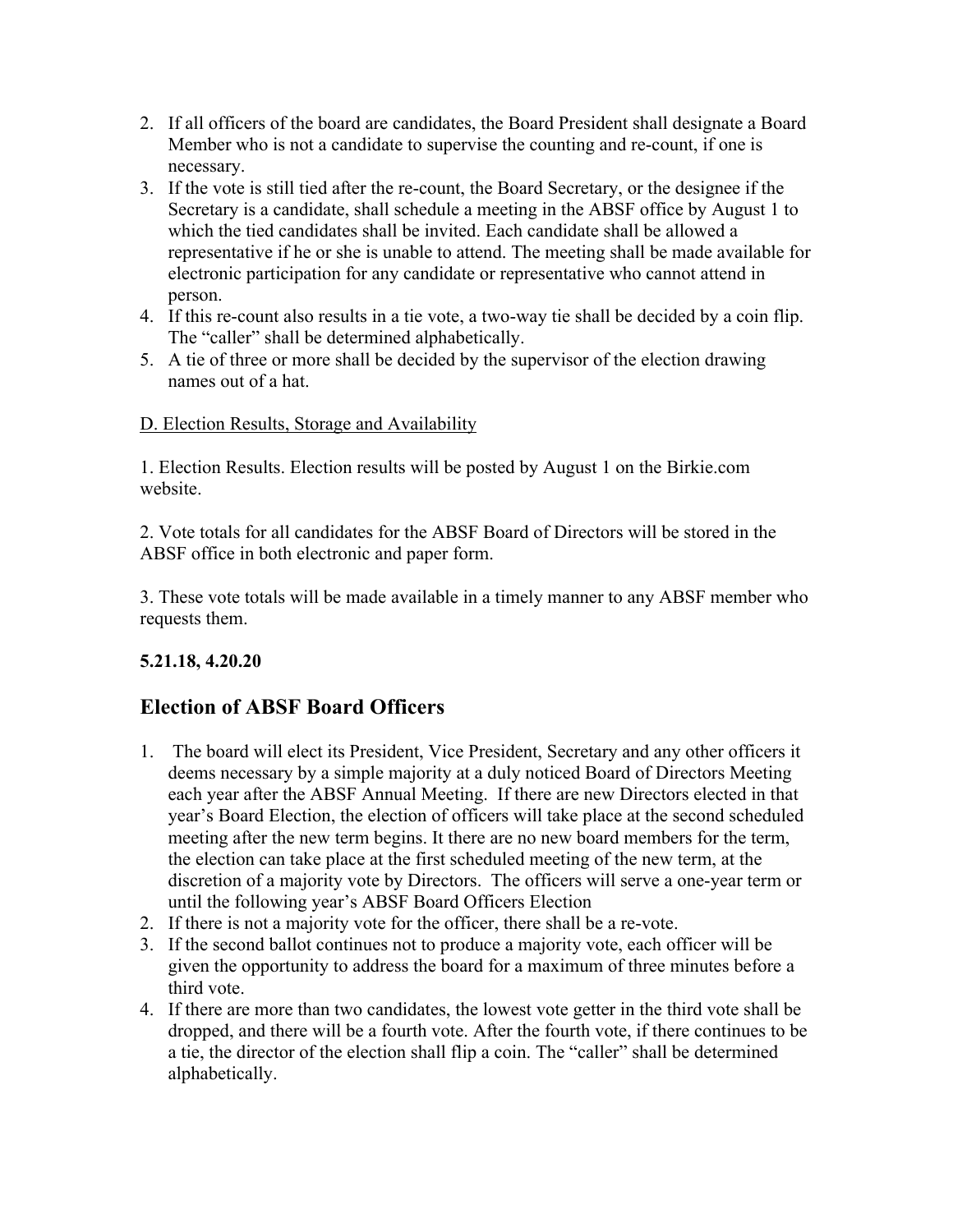2. If all officers of the board are candidates, the Board President shall designate a Board Member who is not a candidate to supervise the counting and re-count, if one is necessary.
3. If the vote is still tied after the re-count, the Board Secretary, or the designee if the Secretary is a candidate, shall schedule a meeting in the ABSF office by August 1 to which the tied candidates shall be invited. Each candidate shall be allowed a representative if he or she is unable to attend. The meeting shall be made available for electronic participation for any candidate or representative who cannot attend in person.
4. If this re-count also results in a tie vote, a two-way tie shall be decided by a coin flip. The "caller" shall be determined alphabetically.
5. A tie of three or more shall be decided by the supervisor of the election drawing names out of a hat.

D. Election Results, Storage and Availability

1. Election Results. Election results will be posted by August 1 on the Birkie.com website.

2. Vote totals for all candidates for the ABSF Board of Directors will be stored in the ABSF office in both electronic and paper form.

3. These vote totals will be made available in a timely manner to any ABSF member who requests them.

**5.21.18, 4.20.20**

## Election of ABSF Board Officers

1. The board will elect its President, Vice President, Secretary and any other officers it deems necessary by a simple majority at a duly noticed Board of Directors Meeting each year after the ABSF Annual Meeting. If there are new Directors elected in that year's Board Election, the election of officers will take place at the second scheduled meeting after the new term begins. It there are no new board members for the term, the election can take place at the first scheduled meeting of the new term, at the discretion of a majority vote by Directors. The officers will serve a one-year term or until the following year's ABSF Board Officers Election
2. If there is not a majority vote for the officer, there shall be a re-vote.
3. If the second ballot continues not to produce a majority vote, each officer will be given the opportunity to address the board for a maximum of three minutes before a third vote.
4. If there are more than two candidates, the lowest vote getter in the third vote shall be dropped, and there will be a fourth vote. After the fourth vote, if there continues to be a tie, the director of the election shall flip a coin. The "caller" shall be determined alphabetically.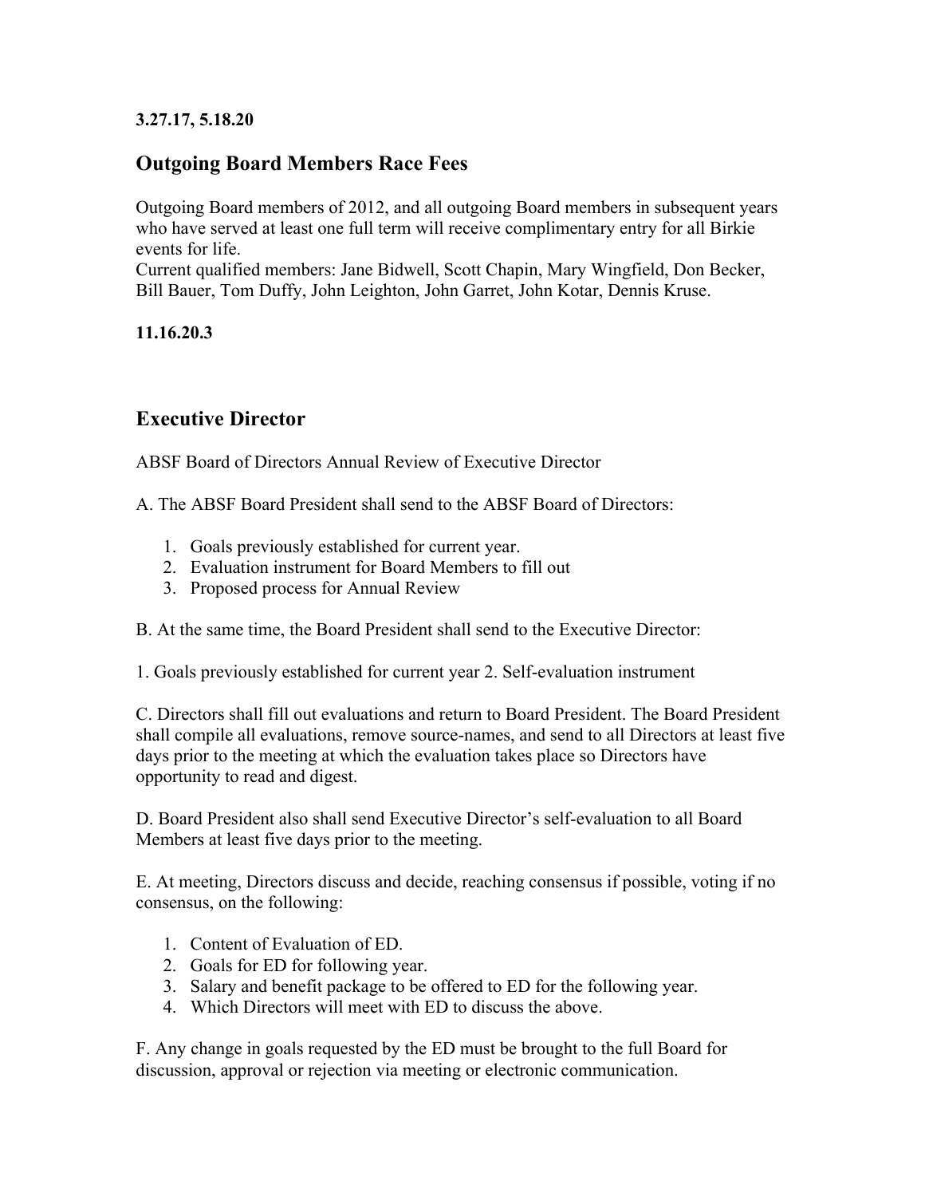**3.27.17, 5.18.20**

## Outgoing Board Members Race Fees

Outgoing Board members of 2012, and all outgoing Board members in subsequent years who have served at least one full term will receive complimentary entry for all Birkie events for life.
Current qualified members: Jane Bidwell, Scott Chapin, Mary Wingfield, Don Becker, Bill Bauer, Tom Duffy, John Leighton, John Garret, John Kotar, Dennis Kruse.

**11.16.20.3**

## Executive Director

ABSF Board of Directors Annual Review of Executive Director

A. The ABSF Board President shall send to the ABSF Board of Directors:

1. Goals previously established for current year.
2. Evaluation instrument for Board Members to fill out
3. Proposed process for Annual Review

B. At the same time, the Board President shall send to the Executive Director:

1. Goals previously established for current year 2. Self-evaluation instrument

C. Directors shall fill out evaluations and return to Board President. The Board President shall compile all evaluations, remove source-names, and send to all Directors at least five days prior to the meeting at which the evaluation takes place so Directors have opportunity to read and digest.

D. Board President also shall send Executive Director's self-evaluation to all Board Members at least five days prior to the meeting.

E. At meeting, Directors discuss and decide, reaching consensus if possible, voting if no consensus, on the following:

1. Content of Evaluation of ED.
2. Goals for ED for following year.
3. Salary and benefit package to be offered to ED for the following year.
4. Which Directors will meet with ED to discuss the above.

F. Any change in goals requested by the ED must be brought to the full Board for discussion, approval or rejection via meeting or electronic communication.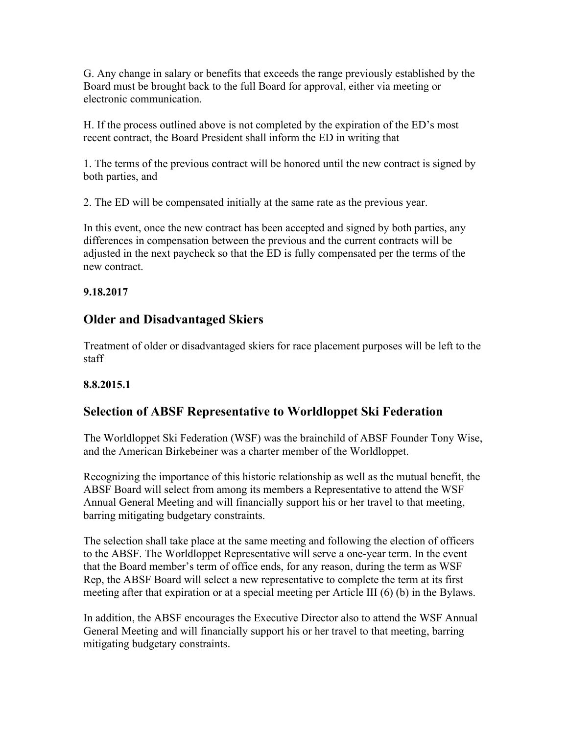G. Any change in salary or benefits that exceeds the range previously established by the Board must be brought back to the full Board for approval, either via meeting or electronic communication.

H. If the process outlined above is not completed by the expiration of the ED's most recent contract, the Board President shall inform the ED in writing that

1. The terms of the previous contract will be honored until the new contract is signed by both parties, and

2. The ED will be compensated initially at the same rate as the previous year.

In this event, once the new contract has been accepted and signed by both parties, any differences in compensation between the previous and the current contracts will be adjusted in the next paycheck so that the ED is fully compensated per the terms of the new contract.

**9.18.2017**

## Older and Disadvantaged Skiers

Treatment of older or disadvantaged skiers for race placement purposes will be left to the staff

**8.8.2015.1**

## Selection of ABSF Representative to Worldloppet Ski Federation

The Worldloppet Ski Federation (WSF) was the brainchild of ABSF Founder Tony Wise, and the American Birkebeiner was a charter member of the Worldloppet.

Recognizing the importance of this historic relationship as well as the mutual benefit, the ABSF Board will select from among its members a Representative to attend the WSF Annual General Meeting and will financially support his or her travel to that meeting, barring mitigating budgetary constraints.

The selection shall take place at the same meeting and following the election of officers to the ABSF. The Worldloppet Representative will serve a one-year term. In the event that the Board member's term of office ends, for any reason, during the term as WSF Rep, the ABSF Board will select a new representative to complete the term at its first meeting after that expiration or at a special meeting per Article III (6) (b) in the Bylaws.

In addition, the ABSF encourages the Executive Director also to attend the WSF Annual General Meeting and will financially support his or her travel to that meeting, barring mitigating budgetary constraints.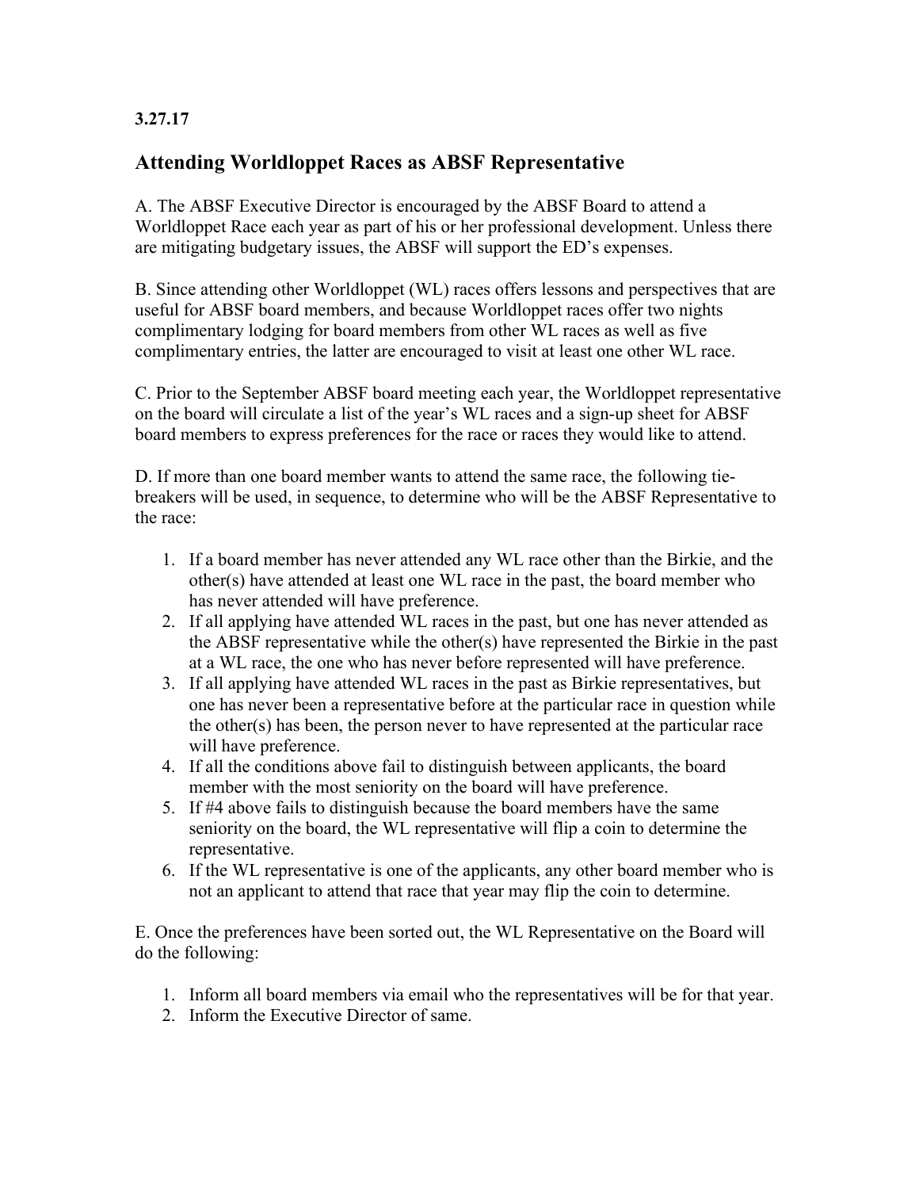**3.27.17**

## Attending Worldloppet Races as ABSF Representative

A. The ABSF Executive Director is encouraged by the ABSF Board to attend a Worldloppet Race each year as part of his or her professional development. Unless there are mitigating budgetary issues, the ABSF will support the ED's expenses.

B. Since attending other Worldloppet (WL) races offers lessons and perspectives that are useful for ABSF board members, and because Worldloppet races offer two nights complimentary lodging for board members from other WL races as well as five complimentary entries, the latter are encouraged to visit at least one other WL race.

C. Prior to the September ABSF board meeting each year, the Worldloppet representative on the board will circulate a list of the year's WL races and a sign-up sheet for ABSF board members to express preferences for the race or races they would like to attend.

D. If more than one board member wants to attend the same race, the following tie-breakers will be used, in sequence, to determine who will be the ABSF Representative to the race:

1. If a board member has never attended any WL race other than the Birkie, and the other(s) have attended at least one WL race in the past, the board member who has never attended will have preference.
2. If all applying have attended WL races in the past, but one has never attended as the ABSF representative while the other(s) have represented the Birkie in the past at a WL race, the one who has never before represented will have preference.
3. If all applying have attended WL races in the past as Birkie representatives, but one has never been a representative before at the particular race in question while the other(s) has been, the person never to have represented at the particular race will have preference.
4. If all the conditions above fail to distinguish between applicants, the board member with the most seniority on the board will have preference.
5. If #4 above fails to distinguish because the board members have the same seniority on the board, the WL representative will flip a coin to determine the representative.
6. If the WL representative is one of the applicants, any other board member who is not an applicant to attend that race that year may flip the coin to determine.

E. Once the preferences have been sorted out, the WL Representative on the Board will do the following:

1. Inform all board members via email who the representatives will be for that year.
2. Inform the Executive Director of same.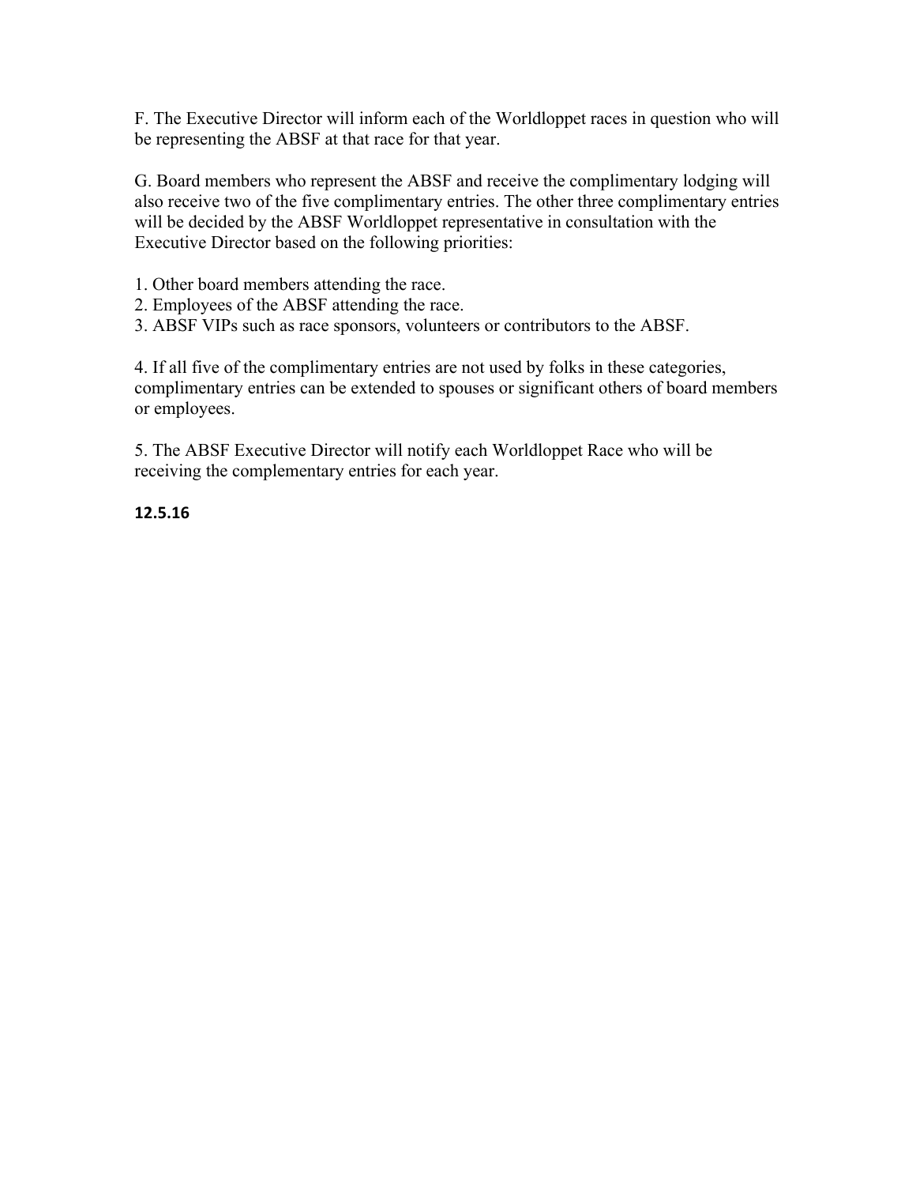F. The Executive Director will inform each of the Worldloppet races in question who will be representing the ABSF at that race for that year.

G. Board members who represent the ABSF and receive the complimentary lodging will also receive two of the five complimentary entries. The other three complimentary entries will be decided by the ABSF Worldloppet representative in consultation with the Executive Director based on the following priorities:

1. Other board members attending the race.
2. Employees of the ABSF attending the race.
3. ABSF VIPs such as race sponsors, volunteers or contributors to the ABSF.

4. If all five of the complimentary entries are not used by folks in these categories, complimentary entries can be extended to spouses or significant others of board members or employees.

5. The ABSF Executive Director will notify each Worldloppet Race who will be receiving the complementary entries for each year.

**12.5.16**